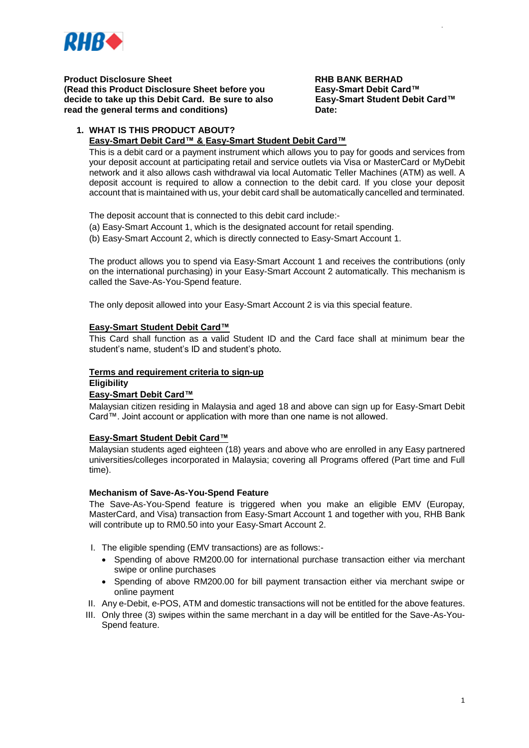**Product Disclosure Sheet**
**(Read this Product Disclosure Sheet before you decide to take up this Debit Card. Be sure to also read the general terms and conditions)**

**RHB BANK BERHAD**
**Easy-Smart Debit Card™**
**Easy-Smart Student Debit Card™**
**Date:**

## 1. WHAT IS THIS PRODUCT ABOUT?

**Easy-Smart Debit Card™ & Easy-Smart Student Debit Card™**

This is a debit card or a payment instrument which allows you to pay for goods and services from your deposit account at participating retail and service outlets via Visa or MasterCard or MyDebit network and it also allows cash withdrawal via local Automatic Teller Machines (ATM) as well. A deposit account is required to allow a connection to the debit card. If you close your deposit account that is maintained with us, your debit card shall be automatically cancelled and terminated.

The deposit account that is connected to this debit card include:-

(a) Easy-Smart Account 1, which is the designated account for retail spending.
(b) Easy-Smart Account 2, which is directly connected to Easy-Smart Account 1.

The product allows you to spend via Easy-Smart Account 1 and receives the contributions (only on the international purchasing) in your Easy-Smart Account 2 automatically. This mechanism is called the Save-As-You-Spend feature.

The only deposit allowed into your Easy-Smart Account 2 is via this special feature.

**Easy-Smart Student Debit Card™**

This Card shall function as a valid Student ID and the Card face shall at minimum bear the student's name, student's ID and student's photo.

**Terms and requirement criteria to sign-up**

**Eligibility**

**Easy-Smart Debit Card™**

Malaysian citizen residing in Malaysia and aged 18 and above can sign up for Easy-Smart Debit Card™. Joint account or application with more than one name is not allowed.

**Easy-Smart Student Debit Card™**

Malaysian students aged eighteen (18) years and above who are enrolled in any Easy partnered universities/colleges incorporated in Malaysia; covering all Programs offered (Part time and Full time).

**Mechanism of Save-As-You-Spend Feature**

The Save-As-You-Spend feature is triggered when you make an eligible EMV (Europay, MasterCard, and Visa) transaction from Easy-Smart Account 1 and together with you, RHB Bank will contribute up to RM0.50 into your Easy-Smart Account 2.

I. The eligible spending (EMV transactions) are as follows:-
   - Spending of above RM200.00 for international purchase transaction either via merchant swipe or online purchases
   - Spending of above RM200.00 for bill payment transaction either via merchant swipe or online payment

II. Any e-Debit, e-POS, ATM and domestic transactions will not be entitled for the above features.

III. Only three (3) swipes within the same merchant in a day will be entitled for the Save-As-You-Spend feature.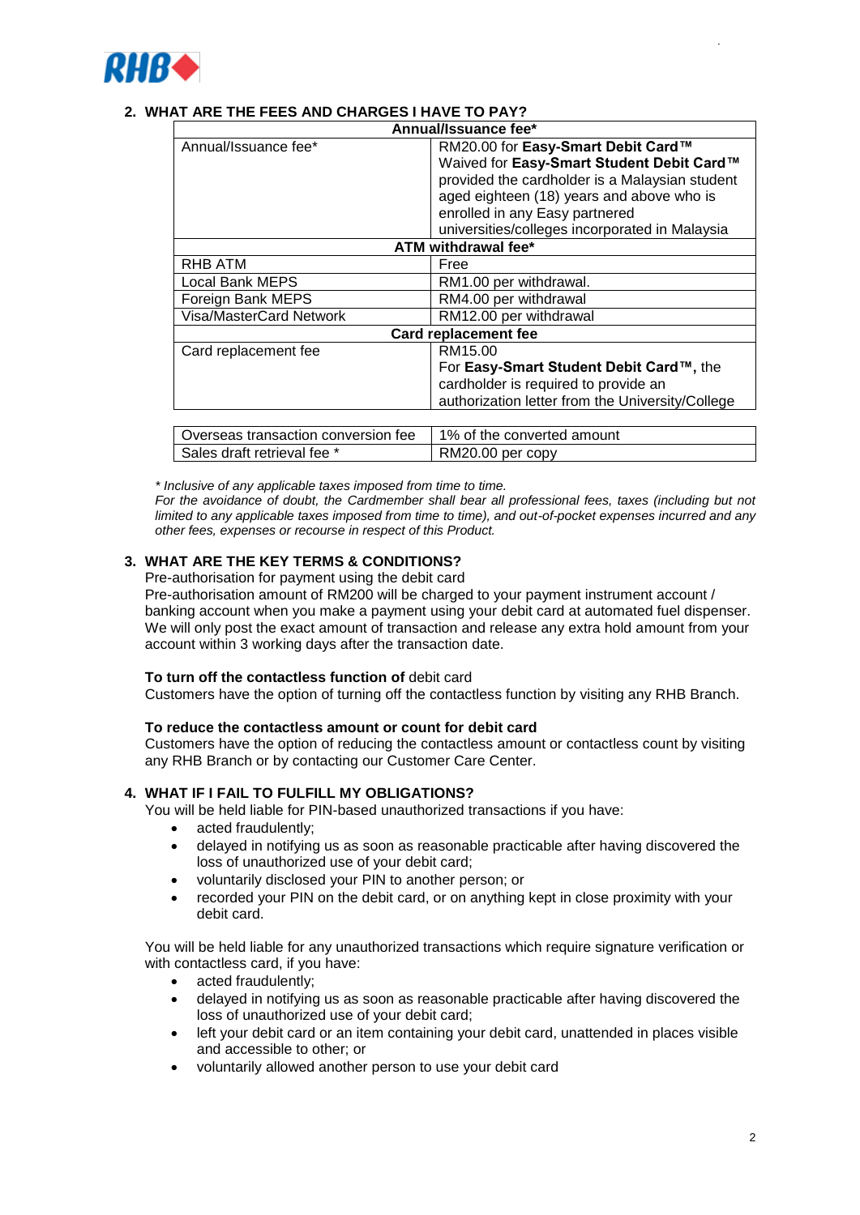## 2. WHAT ARE THE FEES AND CHARGES I HAVE TO PAY?

| **Annual/Issuance fee*** | |
|---|---|
| Annual/Issuance fee* | RM20.00 for **Easy-Smart Debit Card™**<br>Waived for **Easy-Smart Student Debit Card™** provided the cardholder is a Malaysian student aged eighteen (18) years and above who is enrolled in any Easy partnered universities/colleges incorporated in Malaysia |
| **ATM withdrawal fee*** | |
| RHB ATM | Free |
| Local Bank MEPS | RM1.00 per withdrawal. |
| Foreign Bank MEPS | RM4.00 per withdrawal |
| Visa/MasterCard Network | RM12.00 per withdrawal |
| **Card replacement fee** | |
| Card replacement fee | RM15.00<br>For **Easy-Smart Student Debit Card™,** the cardholder is required to provide an authorization letter from the University/College |

| Overseas transaction conversion fee | 1% of the converted amount |
|---|---|
| Sales draft retrieval fee * | RM20.00 per copy |

*\* Inclusive of any applicable taxes imposed from time to time.*
*For the avoidance of doubt, the Cardmember shall bear all professional fees, taxes (including but not limited to any applicable taxes imposed from time to time), and out-of-pocket expenses incurred and any other fees, expenses or recourse in respect of this Product.*

## 3. WHAT ARE THE KEY TERMS & CONDITIONS?

Pre-authorisation for payment using the debit card
Pre-authorisation amount of RM200 will be charged to your payment instrument account / banking account when you make a payment using your debit card at automated fuel dispenser. We will only post the exact amount of transaction and release any extra hold amount from your account within 3 working days after the transaction date.

**To turn off the contactless function of** debit card
Customers have the option of turning off the contactless function by visiting any RHB Branch.

**To reduce the contactless amount or count for debit card**
Customers have the option of reducing the contactless amount or contactless count by visiting any RHB Branch or by contacting our Customer Care Center.

## 4. WHAT IF I FAIL TO FULFILL MY OBLIGATIONS?

You will be held liable for PIN-based unauthorized transactions if you have:

- acted fraudulently;
- delayed in notifying us as soon as reasonable practicable after having discovered the loss of unauthorized use of your debit card;
- voluntarily disclosed your PIN to another person; or
- recorded your PIN on the debit card, or on anything kept in close proximity with your debit card.

You will be held liable for any unauthorized transactions which require signature verification or with contactless card, if you have:

- acted fraudulently;
- delayed in notifying us as soon as reasonable practicable after having discovered the loss of unauthorized use of your debit card;
- left your debit card or an item containing your debit card, unattended in places visible and accessible to other; or
- voluntarily allowed another person to use your debit card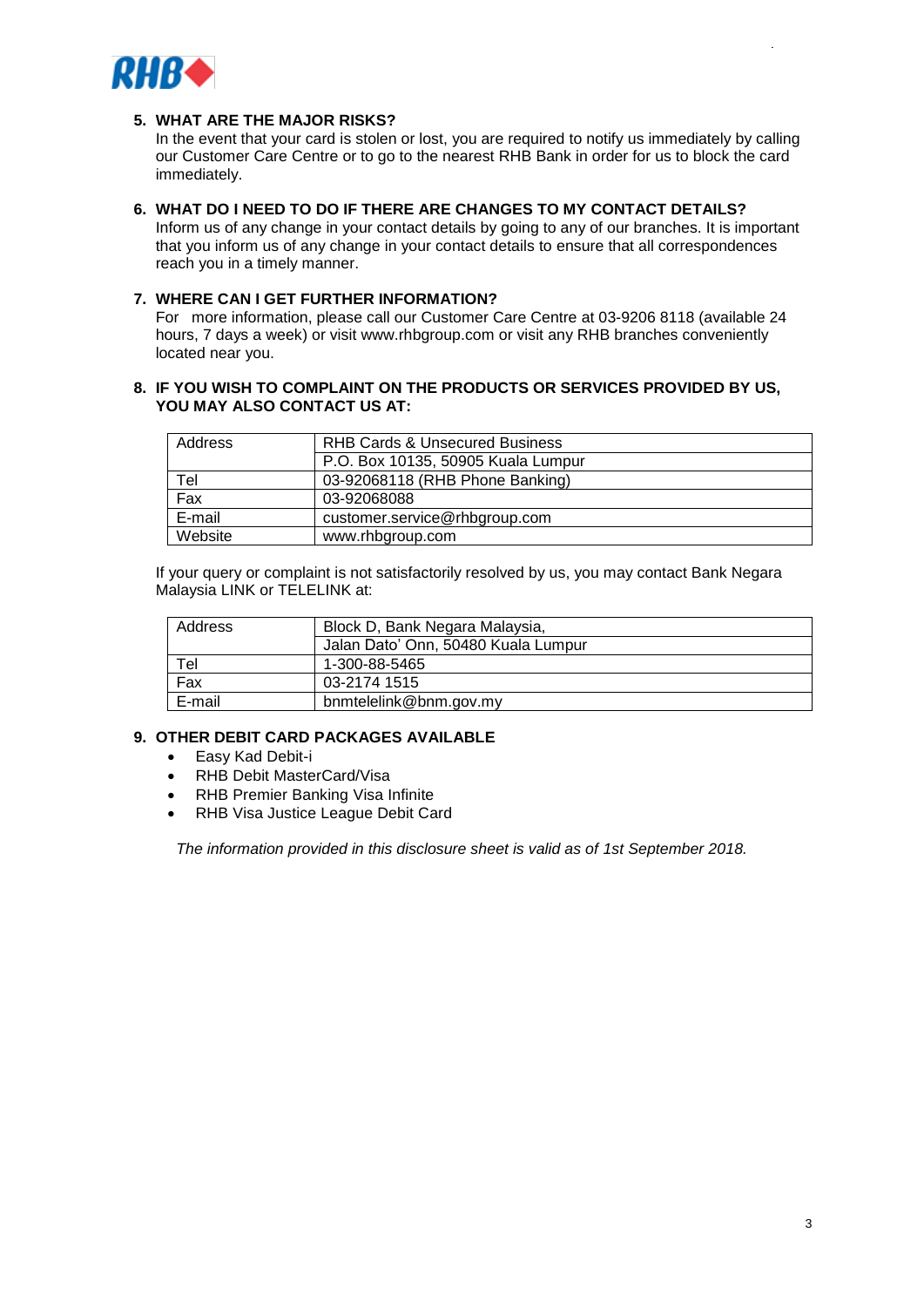**5. WHAT ARE THE MAJOR RISKS?**

In the event that your card is stolen or lost, you are required to notify us immediately by calling our Customer Care Centre or to go to the nearest RHB Bank in order for us to block the card immediately.

**6. WHAT DO I NEED TO DO IF THERE ARE CHANGES TO MY CONTACT DETAILS?**

Inform us of any change in your contact details by going to any of our branches. It is important that you inform us of any change in your contact details to ensure that all correspondences reach you in a timely manner.

**7. WHERE CAN I GET FURTHER INFORMATION?**

For more information, please call our Customer Care Centre at 03-9206 8118 (available 24 hours, 7 days a week) or visit www.rhbgroup.com or visit any RHB branches conveniently located near you.

**8. IF YOU WISH TO COMPLAINT ON THE PRODUCTS OR SERVICES PROVIDED BY US, YOU MAY ALSO CONTACT US AT:**

| | |
|---|---|
| Address | RHB Cards & Unsecured Business |
| | P.O. Box 10135, 50905 Kuala Lumpur |
| Tel | 03-92068118 (RHB Phone Banking) |
| Fax | 03-92068088 |
| E-mail | customer.service@rhbgroup.com |
| Website | www.rhbgroup.com |

If your query or complaint is not satisfactorily resolved by us, you may contact Bank Negara Malaysia LINK or TELELINK at:

| | |
|---|---|
| Address | Block D, Bank Negara Malaysia, |
| | Jalan Dato' Onn, 50480 Kuala Lumpur |
| Tel | 1-300-88-5465 |
| Fax | 03-2174 1515 |
| E-mail | bnmtelelink@bnm.gov.my |

**9. OTHER DEBIT CARD PACKAGES AVAILABLE**

- Easy Kad Debit-i
- RHB Debit MasterCard/Visa
- RHB Premier Banking Visa Infinite
- RHB Visa Justice League Debit Card

*The information provided in this disclosure sheet is valid as of 1st September 2018.*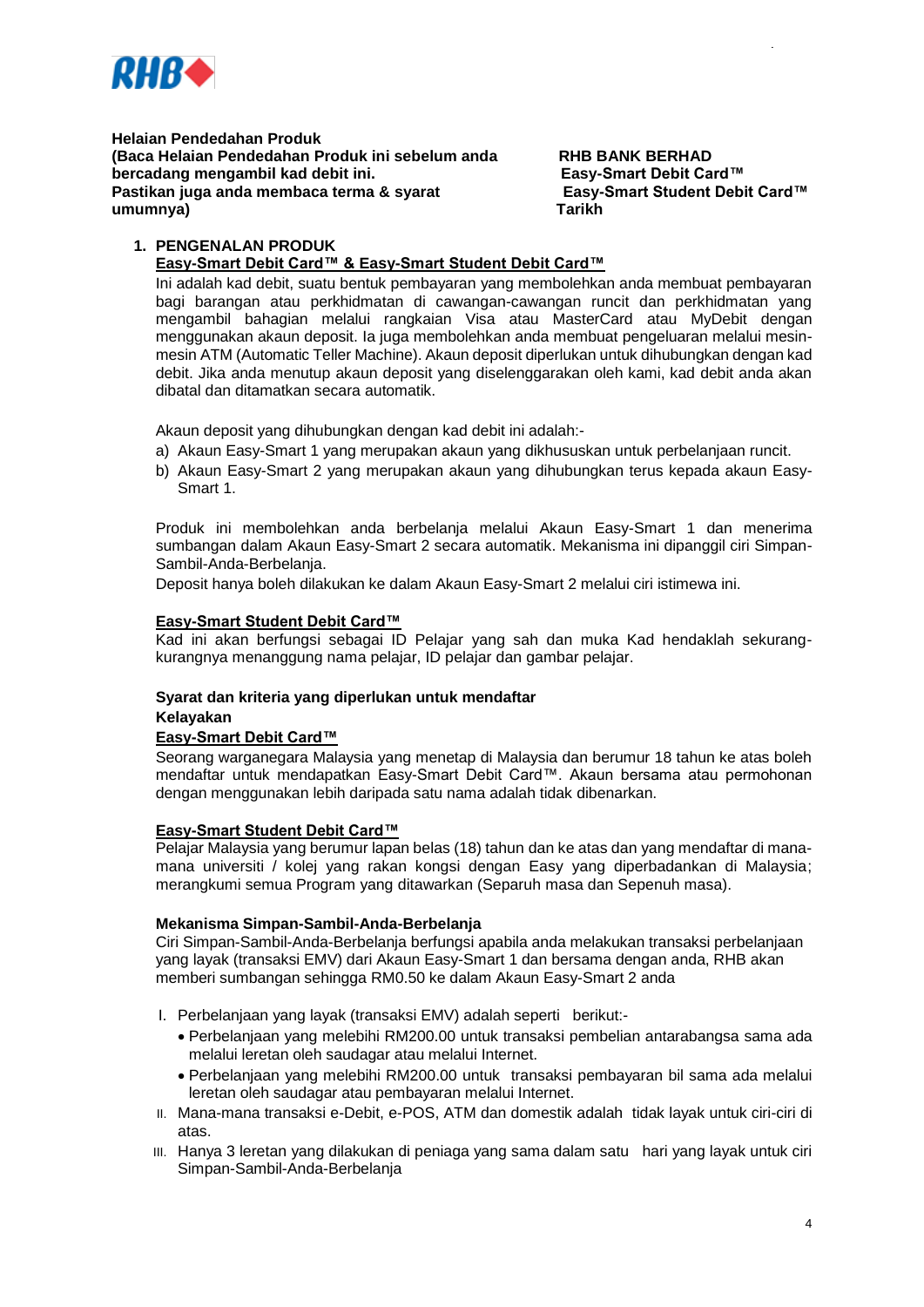**Helaian Pendedahan Produk**
**(Baca Helaian Pendedahan Produk ini sebelum anda bercadang mengambil kad debit ini. Pastikan juga anda membaca terma & syarat umumnya)**

**RHB BANK BERHAD**
**Easy-Smart Debit Card™**
**Easy-Smart Student Debit Card™**
**Tarikh**

## 1. PENGENALAN PRODUK

**Easy-Smart Debit Card™ & Easy-Smart Student Debit Card™**

Ini adalah kad debit, suatu bentuk pembayaran yang membolehkan anda membuat pembayaran bagi barangan atau perkhidmatan di cawangan-cawangan runcit dan perkhidmatan yang mengambil bahagian melalui rangkaian Visa atau MasterCard atau MyDebit dengan menggunakan akaun deposit. Ia juga membolehkan anda membuat pengeluaran melalui mesin-mesin ATM (Automatic Teller Machine). Akaun deposit diperlukan untuk dihubungkan dengan kad debit. Jika anda menutup akaun deposit yang diselenggarakan oleh kami, kad debit anda akan dibatal dan ditamatkan secara automatik.

Akaun deposit yang dihubungkan dengan kad debit ini adalah:-

a) Akaun Easy-Smart 1 yang merupakan akaun yang dikhususkan untuk perbelanjaan runcit.
b) Akaun Easy-Smart 2 yang merupakan akaun yang dihubungkan terus kepada akaun Easy-Smart 1.

Produk ini membolehkan anda berbelanja melalui Akaun Easy-Smart 1 dan menerima sumbangan dalam Akaun Easy-Smart 2 secara automatik. Mekanisma ini dipanggil ciri Simpan-Sambil-Anda-Berbelanja.

Deposit hanya boleh dilakukan ke dalam Akaun Easy-Smart 2 melalui ciri istimewa ini.

**Easy-Smart Student Debit Card™**

Kad ini akan berfungsi sebagai ID Pelajar yang sah dan muka Kad hendaklah sekurang-kurangnya menanggung nama pelajar, ID pelajar dan gambar pelajar.

**Syarat dan kriteria yang diperlukan untuk mendaftar**

**Kelayakan**

**Easy-Smart Debit Card™**

Seorang warganegara Malaysia yang menetap di Malaysia dan berumur 18 tahun ke atas boleh mendaftar untuk mendapatkan Easy-Smart Debit Card™. Akaun bersama atau permohonan dengan menggunakan lebih daripada satu nama adalah tidak dibenarkan.

**Easy-Smart Student Debit Card™**

Pelajar Malaysia yang berumur lapan belas (18) tahun dan ke atas dan yang mendaftar di mana-mana universiti / kolej yang rakan kongsi dengan Easy yang diperbadankan di Malaysia; merangkumi semua Program yang ditawarkan (Separuh masa dan Sepenuh masa).

**Mekanisma Simpan-Sambil-Anda-Berbelanja**

Ciri Simpan-Sambil-Anda-Berbelanja berfungsi apabila anda melakukan transaksi perbelanjaan yang layak (transaksi EMV) dari Akaun Easy-Smart 1 dan bersama dengan anda, RHB akan memberi sumbangan sehingga RM0.50 ke dalam Akaun Easy-Smart 2 anda

I. Perbelanjaan yang layak (transaksi EMV) adalah seperti berikut:-
   - Perbelanjaan yang melebihi RM200.00 untuk transaksi pembelian antarabangsa sama ada melalui leretan oleh saudagar atau melalui Internet.
   - Perbelanjaan yang melebihi RM200.00 untuk transaksi pembayaran bil sama ada melalui leretan oleh saudagar atau pembayaran melalui Internet.
II. Mana-mana transaksi e-Debit, e-POS, ATM dan domestik adalah tidak layak untuk ciri-ciri di atas.
III. Hanya 3 leretan yang dilakukan di peniaga yang sama dalam satu hari yang layak untuk ciri Simpan-Sambil-Anda-Berbelanja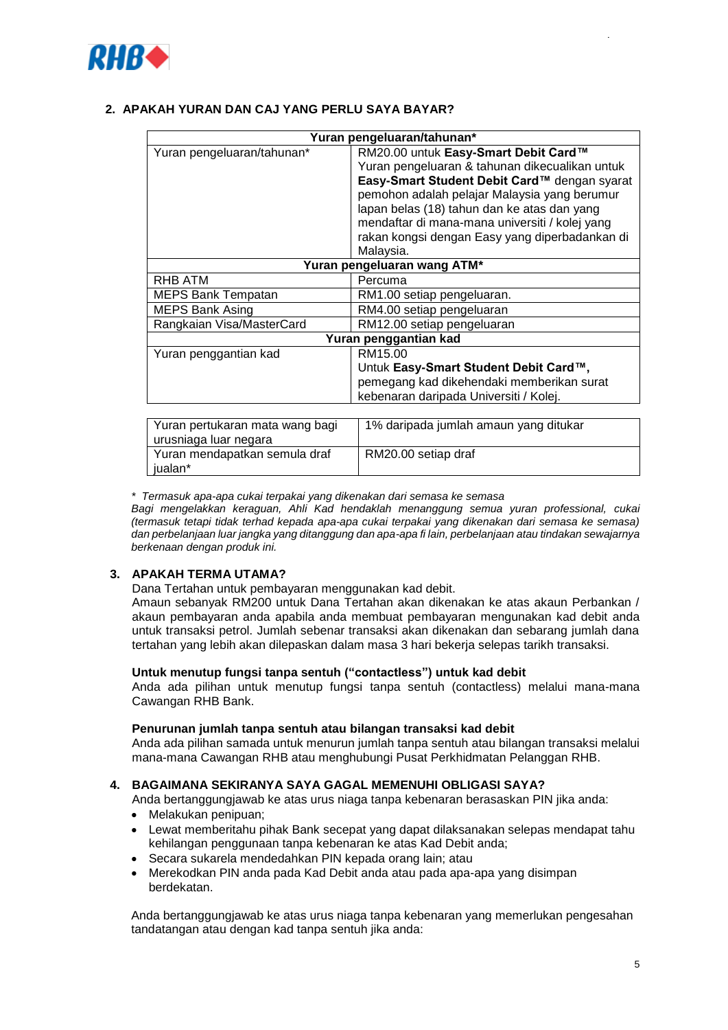## 2. APAKAH YURAN DAN CAJ YANG PERLU SAYA BAYAR?

| Yuran pengeluaran/tahunan* | |
|---|---|
| Yuran pengeluaran/tahunan* | RM20.00 untuk **Easy-Smart Debit Card™**<br>Yuran pengeluaran & tahunan dikecualikan untuk **Easy-Smart Student Debit Card™** dengan syarat pemohon adalah pelajar Malaysia yang berumur lapan belas (18) tahun dan ke atas dan yang mendaftar di mana-mana universiti / kolej yang rakan kongsi dengan Easy yang diperbadankan di Malaysia. |
| **Yuran pengeluaran wang ATM*** | |
| RHB ATM | Percuma |
| MEPS Bank Tempatan | RM1.00 setiap pengeluaran. |
| MEPS Bank Asing | RM4.00 setiap pengeluaran |
| Rangkaian Visa/MasterCard | RM12.00 setiap pengeluaran |
| **Yuran penggantian kad** | |
| Yuran penggantian kad | RM15.00<br>Untuk **Easy-Smart Student Debit Card™,** pemegang kad dikehendaki memberikan surat kebenaran daripada Universiti / Kolej. |

| | |
|---|---|
| Yuran pertukaran mata wang bagi urusniaga luar negara | 1% daripada jumlah amaun yang ditukar |
| Yuran mendapatkan semula draf jualan* | RM20.00 setiap draf |

*\* Termasuk apa-apa cukai terpakai yang dikenakan dari semasa ke semasa*
*Bagi mengelakkan keraguan, Ahli Kad hendaklah menanggung semua yuran professional, cukai (termasuk tetapi tidak terhad kepada apa-apa cukai terpakai yang dikenakan dari semasa ke semasa) dan perbelanjaan luar jangka yang ditanggung dan apa-apa fi lain, perbelanjaan atau tindakan sewajarnya berkenaan dengan produk ini.*

## 3. APAKAH TERMA UTAMA?

Dana Tertahan untuk pembayaran menggunakan kad debit.
Amaun sebanyak RM200 untuk Dana Tertahan akan dikenakan ke atas akaun Perbankan / akaun pembayaran anda apabila anda membuat pembayaran mengunakan kad debit anda untuk transaksi petrol. Jumlah sebenar transaksi akan dikenakan dan sebarang jumlah dana tertahan yang lebih akan dilepaskan dalam masa 3 hari bekerja selepas tarikh transaksi.

**Untuk menutup fungsi tanpa sentuh ("contactless") untuk kad debit**
Anda ada pilihan untuk menutup fungsi tanpa sentuh (contactless) melalui mana-mana Cawangan RHB Bank.

**Penurunan jumlah tanpa sentuh atau bilangan transaksi kad debit**
Anda ada pilihan samada untuk menurun jumlah tanpa sentuh atau bilangan transaksi melalui mana-mana Cawangan RHB atau menghubungi Pusat Perkhidmatan Pelanggan RHB.

## 4. BAGAIMANA SEKIRANYA SAYA GAGAL MEMENUHI OBLIGASI SAYA?

Anda bertanggungjawab ke atas urus niaga tanpa kebenaran berasaskan PIN jika anda:

- Melakukan penipuan;
- Lewat memberitahu pihak Bank secepat yang dapat dilaksanakan selepas mendapat tahu kehilangan penggunaan tanpa kebenaran ke atas Kad Debit anda;
- Secara sukarela mendedahkan PIN kepada orang lain; atau
- Merekodkan PIN anda pada Kad Debit anda atau pada apa-apa yang disimpan berdekatan.

Anda bertanggungjawab ke atas urus niaga tanpa kebenaran yang memerlukan pengesahan tandatangan atau dengan kad tanpa sentuh jika anda: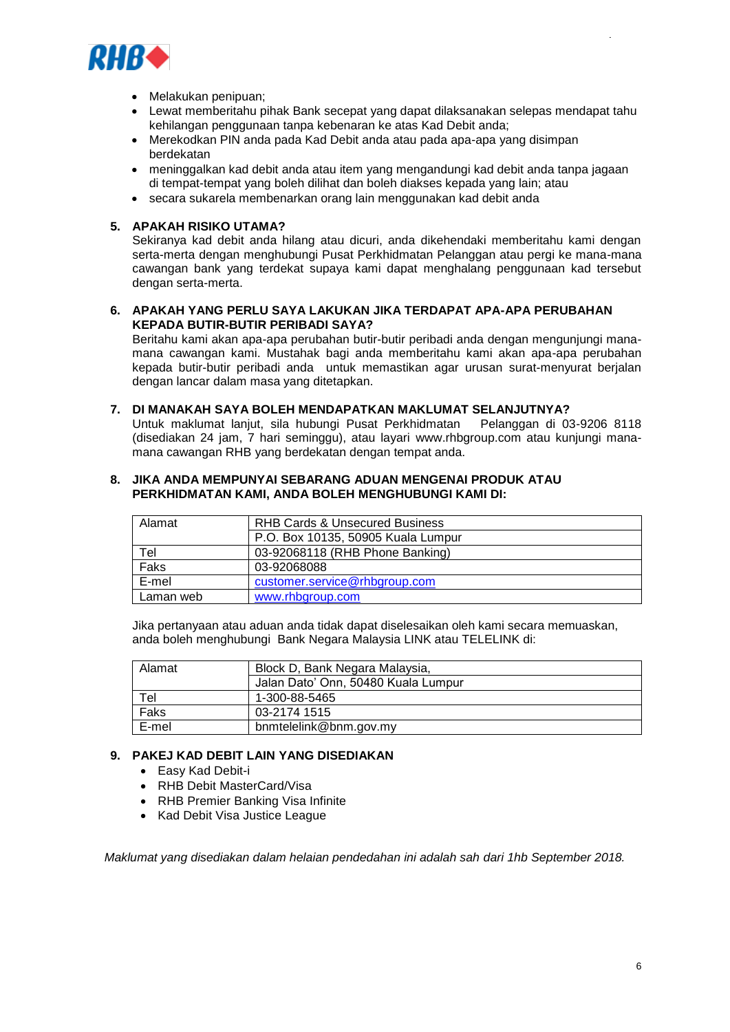- Melakukan penipuan;
- Lewat memberitahu pihak Bank secepat yang dapat dilaksanakan selepas mendapat tahu kehilangan penggunaan tanpa kebenaran ke atas Kad Debit anda;
- Merekodkan PIN anda pada Kad Debit anda atau pada apa-apa yang disimpan berdekatan
- meninggalkan kad debit anda atau item yang mengandungi kad debit anda tanpa jagaan di tempat-tempat yang boleh dilihat dan boleh diakses kepada yang lain; atau
- secara sukarela membenarkan orang lain menggunakan kad debit anda

## 5. APAKAH RISIKO UTAMA?

Sekiranya kad debit anda hilang atau dicuri, anda dikehendaki memberitahu kami dengan serta-merta dengan menghubungi Pusat Perkhidmatan Pelanggan atau pergi ke mana-mana cawangan bank yang terdekat supaya kami dapat menghalang penggunaan kad tersebut dengan serta-merta.

## 6. APAKAH YANG PERLU SAYA LAKUKAN JIKA TERDAPAT APA-APA PERUBAHAN KEPADA BUTIR-BUTIR PERIBADI SAYA?

Beritahu kami akan apa-apa perubahan butir-butir peribadi anda dengan mengunjungi mana-mana cawangan kami. Mustahak bagi anda memberitahu kami akan apa-apa perubahan kepada butir-butir peribadi anda untuk memastikan agar urusan surat-menyurat berjalan dengan lancar dalam masa yang ditetapkan.

## 7. DI MANAKAH SAYA BOLEH MENDAPATKAN MAKLUMAT SELANJUTNYA?

Untuk maklumat lanjut, sila hubungi Pusat Perkhidmatan Pelanggan di 03-9206 8118 (disediakan 24 jam, 7 hari seminggu), atau layari www.rhbgroup.com atau kunjungi mana-mana cawangan RHB yang berdekatan dengan tempat anda.

## 8. JIKA ANDA MEMPUNYAI SEBARANG ADUAN MENGENAI PRODUK ATAU PERKHIDMATAN KAMI, ANDA BOLEH MENGHUBUNGI KAMI DI:

| | |
|---|---|
| Alamat | RHB Cards & Unsecured Business |
| | P.O. Box 10135, 50905 Kuala Lumpur |
| Tel | 03-92068118 (RHB Phone Banking) |
| Faks | 03-92068088 |
| E-mel | customer.service@rhbgroup.com |
| Laman web | www.rhbgroup.com |

Jika pertanyaan atau aduan anda tidak dapat diselesaikan oleh kami secara memuaskan, anda boleh menghubungi Bank Negara Malaysia LINK atau TELELINK di:

| | |
|---|---|
| Alamat | Block D, Bank Negara Malaysia, |
| | Jalan Dato' Onn, 50480 Kuala Lumpur |
| Tel | 1-300-88-5465 |
| Faks | 03-2174 1515 |
| E-mel | bnmtelelink@bnm.gov.my |

## 9. PAKEJ KAD DEBIT LAIN YANG DISEDIAKAN

- Easy Kad Debit-i
- RHB Debit MasterCard/Visa
- RHB Premier Banking Visa Infinite
- Kad Debit Visa Justice League

*Maklumat yang disediakan dalam helaian pendedahan ini adalah sah dari 1hb September 2018.*